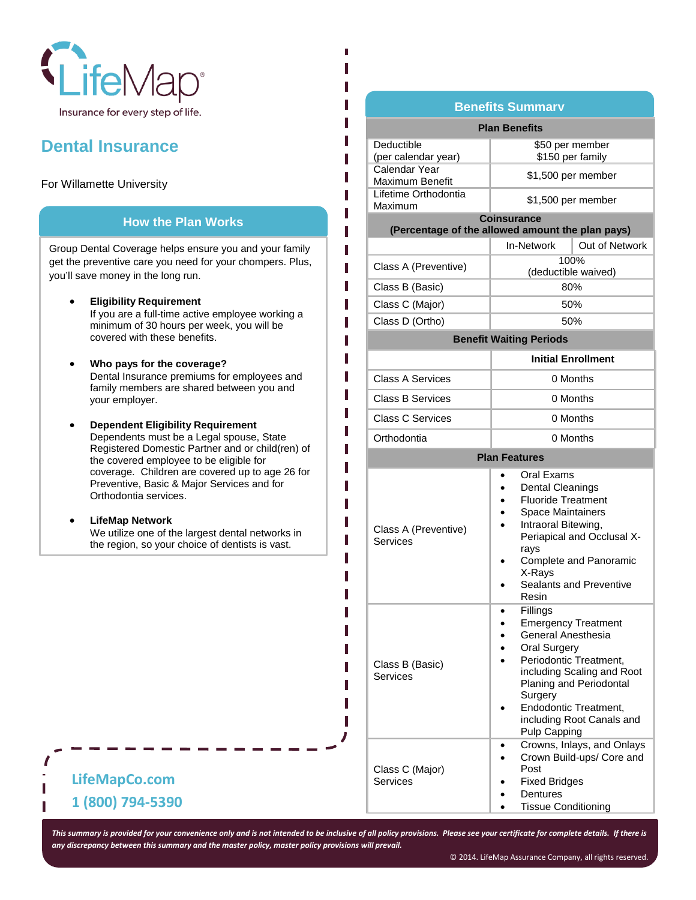LifeMap®

Insurance for every step of life.

# Dental Insurance

For Willamette University

## How the Plan Works

Group Dental Coverage helps ensure you and your family get the preventive care you need for your chompers. Plus, you'll save money in the long run.

- **Eligibility Requirement**
  If you are a full-time active employee working a minimum of 30 hours per week, you will be covered with these benefits.

- **Who pays for the coverage?**
  Dental Insurance premiums for employees and family members are shared between you and your employer.

- **Dependent Eligibility Requirement**
  Dependents must be a Legal spouse, State Registered Domestic Partner and or child(ren) of the covered employee to be eligible for coverage. Children are covered up to age 26 for Preventive, Basic & Major Services and for Orthodontia services.

- **LifeMap Network**
  We utilize one of the largest dental networks in the region, so your choice of dentists is vast.

LifeMapCo.com

1 (800) 794-5390

## Benefits Summary

| **Plan Benefits** | | |
|---|---|---|
| Deductible (per calendar year) | $50 per member<br>$150 per family | |
| Calendar Year Maximum Benefit | $1,500 per member | |
| Lifetime Orthodontia Maximum | $1,500 per member | |
| **Coinsurance (Percentage of the allowed amount the plan pays)** | | |
| | In-Network | Out of Network |
| Class A (Preventive) | 100%<br>(deductible waived) | |
| Class B (Basic) | 80% | |
| Class C (Major) | 50% | |
| Class D (Ortho) | 50% | |
| **Benefit Waiting Periods** | | |
| | **Initial Enrollment** | |
| Class A Services | 0 Months | |
| Class B Services | 0 Months | |
| Class C Services | 0 Months | |
| Orthodontia | 0 Months | |
| **Plan Features** | | |
| Class A (Preventive) Services | • Oral Exams<br>• Dental Cleanings<br>• Fluoride Treatment<br>• Space Maintainers<br>• Intraoral Bitewing, Periapical and Occlusal X-rays<br>• Complete and Panoramic X-Rays<br>• Sealants and Preventive Resin | |
| Class B (Basic) Services | • Fillings<br>• Emergency Treatment<br>• General Anesthesia<br>• Oral Surgery<br>• Periodontic Treatment, including Scaling and Root Planing and Periodontal Surgery<br>• Endodontic Treatment, including Root Canals and Pulp Capping | |
| Class C (Major) Services | • Crowns, Inlays, and Onlays<br>• Crown Build-ups/ Core and Post<br>• Fixed Bridges<br>• Dentures<br>• Tissue Conditioning | |

*This summary is provided for your convenience only and is not intended to be inclusive of all policy provisions. Please see your certificate for complete details. If there is any discrepancy between this summary and the master policy, master policy provisions will prevail.*

© 2014. LifeMap Assurance Company, all rights reserved.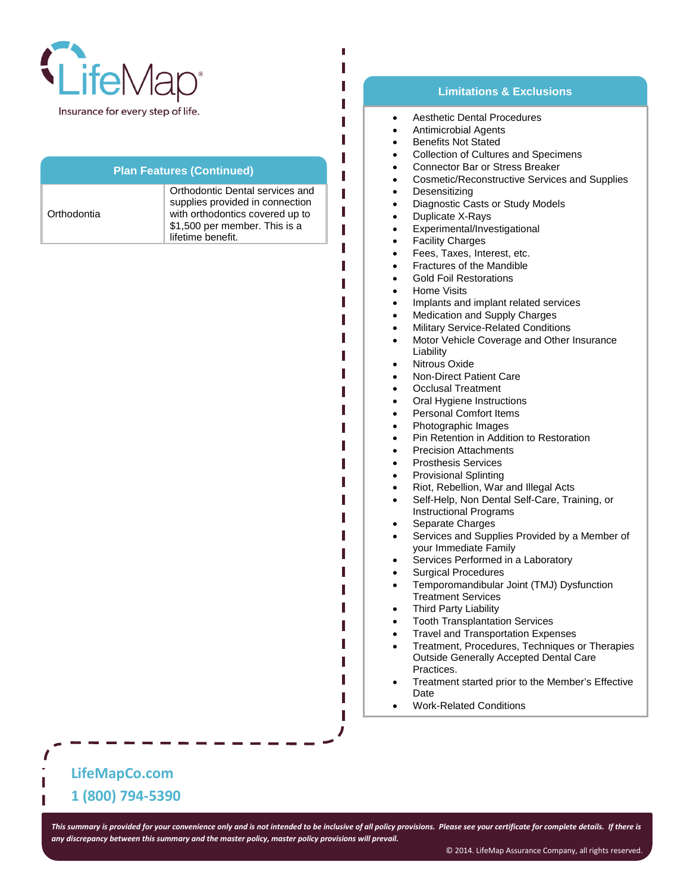LifeMap

Insurance for every step of life.

## Plan Features (Continued)

| | |
|---|---|
| Orthodontia | Orthodontic Dental services and supplies provided in connection with orthodontics covered up to $1,500 per member. This is a lifetime benefit. |

## Limitations & Exclusions

- Aesthetic Dental Procedures
- Antimicrobial Agents
- Benefits Not Stated
- Collection of Cultures and Specimens
- Connector Bar or Stress Breaker
- Cosmetic/Reconstructive Services and Supplies
- Desensitizing
- Diagnostic Casts or Study Models
- Duplicate X-Rays
- Experimental/Investigational
- Facility Charges
- Fees, Taxes, Interest, etc.
- Fractures of the Mandible
- Gold Foil Restorations
- Home Visits
- Implants and implant related services
- Medication and Supply Charges
- Military Service-Related Conditions
- Motor Vehicle Coverage and Other Insurance Liability
- Nitrous Oxide
- Non-Direct Patient Care
- Occlusal Treatment
- Oral Hygiene Instructions
- Personal Comfort Items
- Photographic Images
- Pin Retention in Addition to Restoration
- Precision Attachments
- Prosthesis Services
- Provisional Splinting
- Riot, Rebellion, War and Illegal Acts
- Self-Help, Non Dental Self-Care, Training, or Instructional Programs
- Separate Charges
- Services and Supplies Provided by a Member of your Immediate Family
- Services Performed in a Laboratory
- Surgical Procedures
- Temporomandibular Joint (TMJ) Dysfunction Treatment Services
- Third Party Liability
- Tooth Transplantation Services
- Travel and Transportation Expenses
- Treatment, Procedures, Techniques or Therapies Outside Generally Accepted Dental Care Practices.
- Treatment started prior to the Member's Effective Date
- Work-Related Conditions

**LifeMapCo.com**

**1 (800) 794-5390**

***This summary is provided for your convenience only and is not intended to be inclusive of all policy provisions. Please see your certificate for complete details. If there is any discrepancy between this summary and the master policy, master policy provisions will prevail.***

© 2014. LifeMap Assurance Company, all rights reserved.